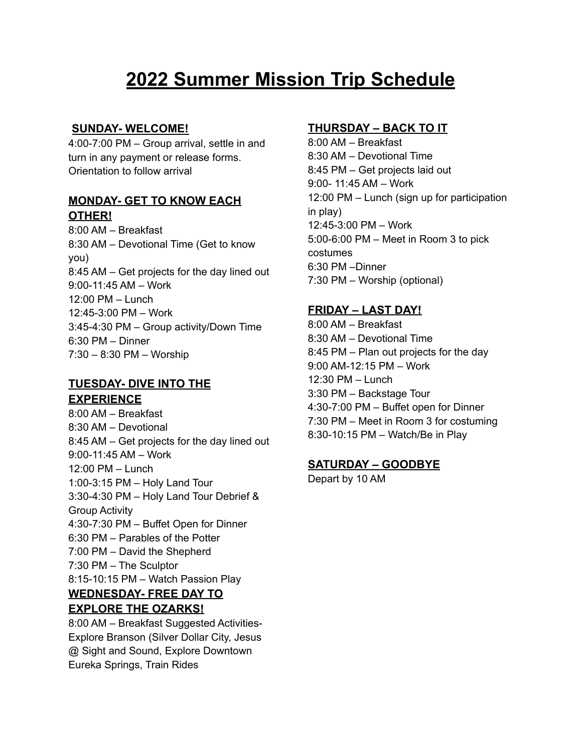# 2022 Summer Mission Trip Schedule

## SUNDAY- WELCOME!

4:00-7:00 PM – Group arrival, settle in and turn in any payment or release forms. Orientation to follow arrival

## MONDAY- GET TO KNOW EACH OTHER!

8:00 AM – Breakfast
8:30 AM – Devotional Time (Get to know you)
8:45 AM – Get projects for the day lined out
9:00-11:45 AM – Work
12:00 PM – Lunch
12:45-3:00 PM – Work
3:45-4:30 PM – Group activity/Down Time
6:30 PM – Dinner
7:30 – 8:30 PM – Worship

## TUESDAY- DIVE INTO THE EXPERIENCE

8:00 AM – Breakfast
8:30 AM – Devotional
8:45 AM – Get projects for the day lined out
9:00-11:45 AM – Work
12:00 PM – Lunch
1:00-3:15 PM – Holy Land Tour
3:30-4:30 PM – Holy Land Tour Debrief & Group Activity
4:30-7:30 PM – Buffet Open for Dinner
6:30 PM – Parables of the Potter
7:00 PM – David the Shepherd
7:30 PM – The Sculptor
8:15-10:15 PM – Watch Passion Play

## WEDNESDAY- FREE DAY TO EXPLORE THE OZARKS!

8:00 AM – Breakfast Suggested Activities- Explore Branson (Silver Dollar City, Jesus @ Sight and Sound, Explore Downtown Eureka Springs, Train Rides

## THURSDAY – BACK TO IT

8:00 AM – Breakfast
8:30 AM – Devotional Time
8:45 PM – Get projects laid out
9:00- 11:45 AM – Work
12:00 PM – Lunch (sign up for participation in play)
12:45-3:00 PM – Work
5:00-6:00 PM – Meet in Room 3 to pick costumes
6:30 PM –Dinner
7:30 PM – Worship (optional)

## FRIDAY – LAST DAY!

8:00 AM – Breakfast
8:30 AM – Devotional Time
8:45 PM – Plan out projects for the day
9:00 AM-12:15 PM – Work
12:30 PM – Lunch
3:30 PM – Backstage Tour
4:30-7:00 PM – Buffet open for Dinner
7:30 PM – Meet in Room 3 for costuming
8:30-10:15 PM – Watch/Be in Play

## SATURDAY – GOODBYE

Depart by 10 AM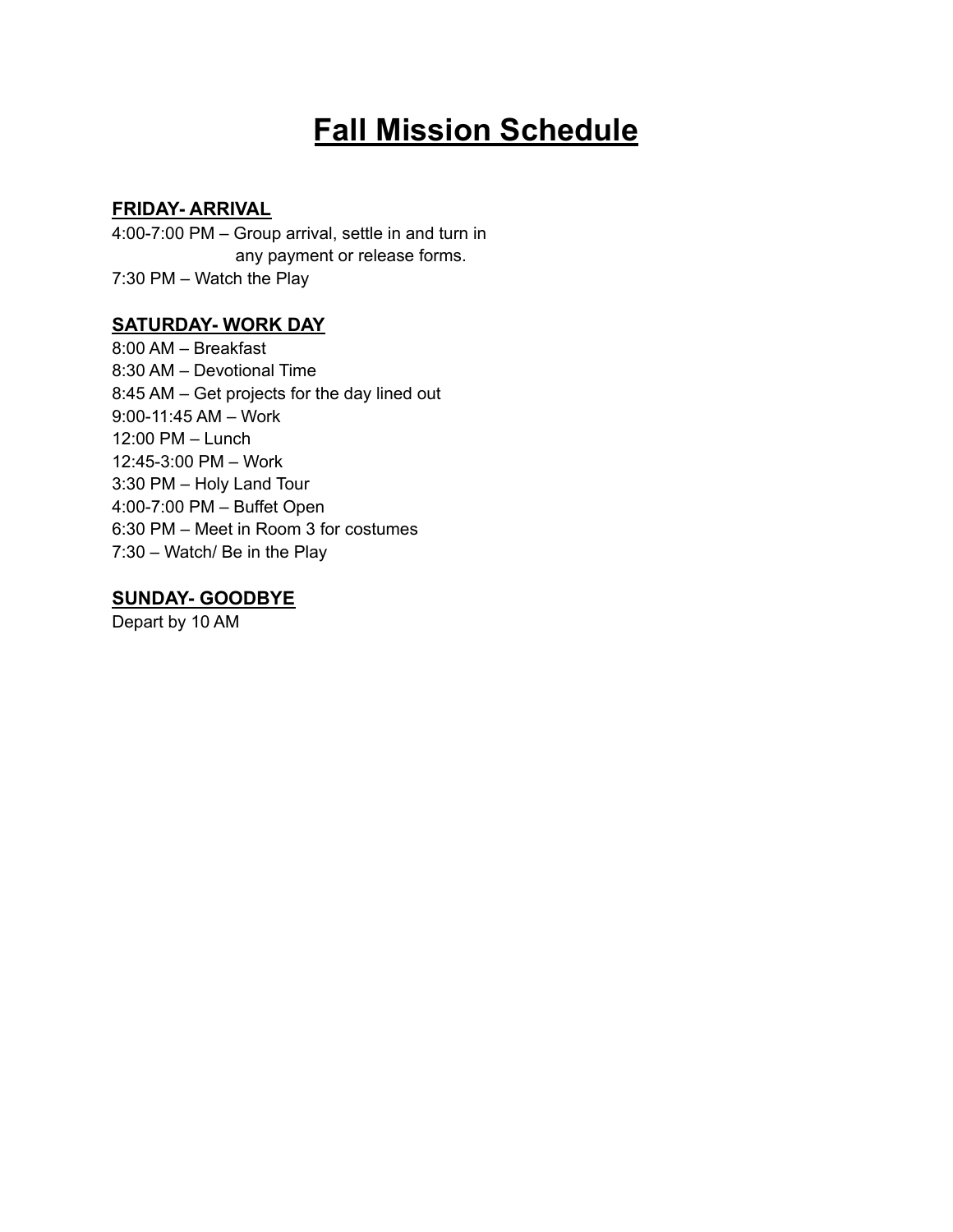# Fall Mission Schedule

**FRIDAY- ARRIVAL**

4:00-7:00 PM – Group arrival, settle in and turn in any payment or release forms.
7:30 PM – Watch the Play

**SATURDAY- WORK DAY**

8:00 AM – Breakfast
8:30 AM – Devotional Time
8:45 AM – Get projects for the day lined out
9:00-11:45 AM – Work
12:00 PM – Lunch
12:45-3:00 PM – Work
3:30 PM – Holy Land Tour
4:00-7:00 PM – Buffet Open
6:30 PM – Meet in Room 3 for costumes
7:30 – Watch/ Be in the Play

**SUNDAY- GOODBYE**

Depart by 10 AM